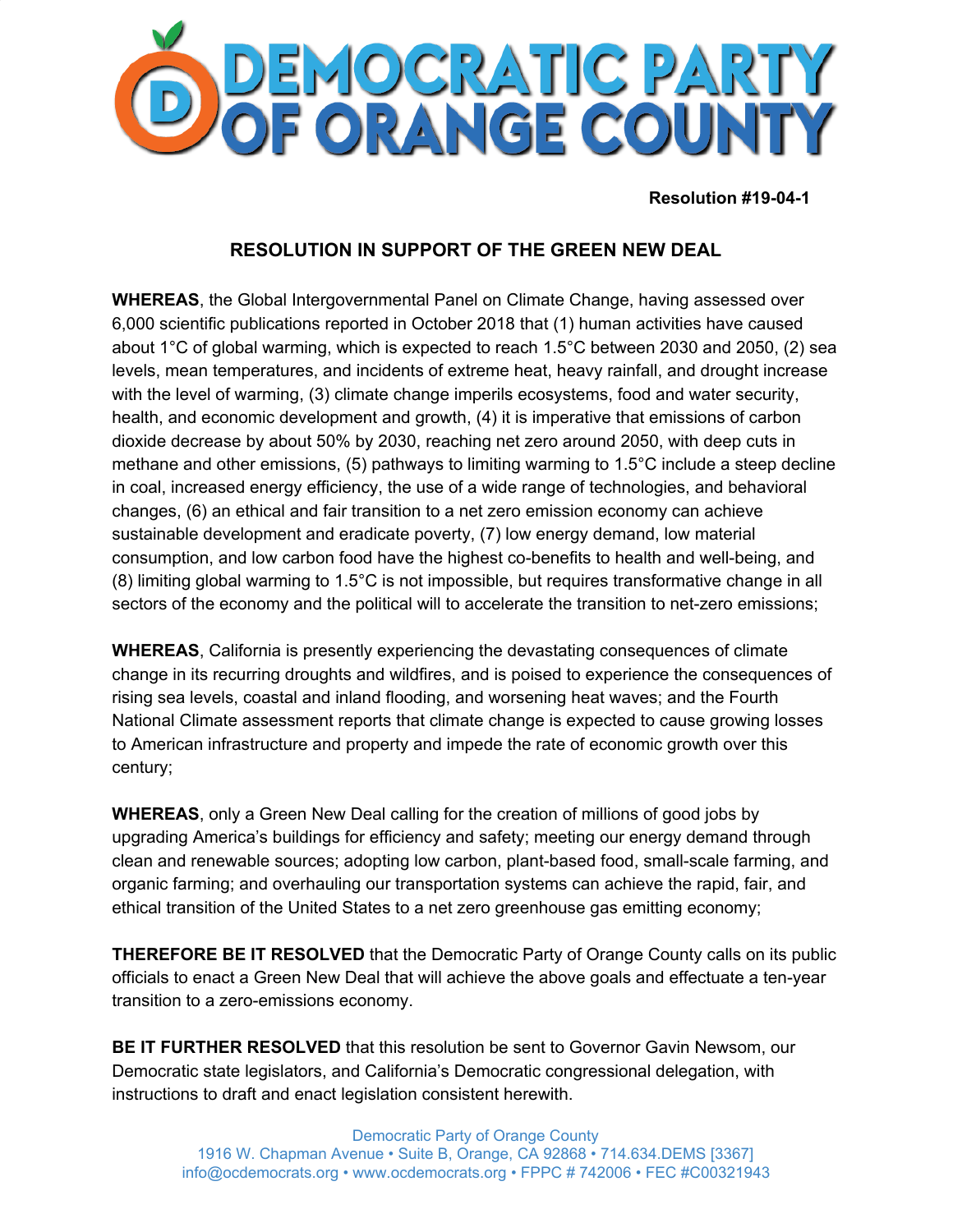# DEMOCRATIC PARTY OF ORANGE COUNTY

**Resolution #19-04-1**

## RESOLUTION IN SUPPORT OF THE GREEN NEW DEAL

**WHEREAS**, the Global Intergovernmental Panel on Climate Change, having assessed over 6,000 scientific publications reported in October 2018 that (1) human activities have caused about 1°C of global warming, which is expected to reach 1.5°C between 2030 and 2050, (2) sea levels, mean temperatures, and incidents of extreme heat, heavy rainfall, and drought increase with the level of warming, (3) climate change imperils ecosystems, food and water security, health, and economic development and growth, (4) it is imperative that emissions of carbon dioxide decrease by about 50% by 2030, reaching net zero around 2050, with deep cuts in methane and other emissions, (5) pathways to limiting warming to 1.5°C include a steep decline in coal, increased energy efficiency, the use of a wide range of technologies, and behavioral changes, (6) an ethical and fair transition to a net zero emission economy can achieve sustainable development and eradicate poverty, (7) low energy demand, low material consumption, and low carbon food have the highest co-benefits to health and well-being, and (8) limiting global warming to 1.5°C is not impossible, but requires transformative change in all sectors of the economy and the political will to accelerate the transition to net-zero emissions;

**WHEREAS**, California is presently experiencing the devastating consequences of climate change in its recurring droughts and wildfires, and is poised to experience the consequences of rising sea levels, coastal and inland flooding, and worsening heat waves; and the Fourth National Climate assessment reports that climate change is expected to cause growing losses to American infrastructure and property and impede the rate of economic growth over this century;

**WHEREAS**, only a Green New Deal calling for the creation of millions of good jobs by upgrading America's buildings for efficiency and safety; meeting our energy demand through clean and renewable sources; adopting low carbon, plant-based food, small-scale farming, and organic farming; and overhauling our transportation systems can achieve the rapid, fair, and ethical transition of the United States to a net zero greenhouse gas emitting economy;

**THEREFORE BE IT RESOLVED** that the Democratic Party of Orange County calls on its public officials to enact a Green New Deal that will achieve the above goals and effectuate a ten-year transition to a zero-emissions economy.

**BE IT FURTHER RESOLVED** that this resolution be sent to Governor Gavin Newsom, our Democratic state legislators, and California's Democratic congressional delegation, with instructions to draft and enact legislation consistent herewith.

Democratic Party of Orange County
1916 W. Chapman Avenue • Suite B, Orange, CA 92868 • 714.634.DEMS [3367]
info@ocdemocrats.org • www.ocdemocrats.org • FPPC # 742006 • FEC #C00321943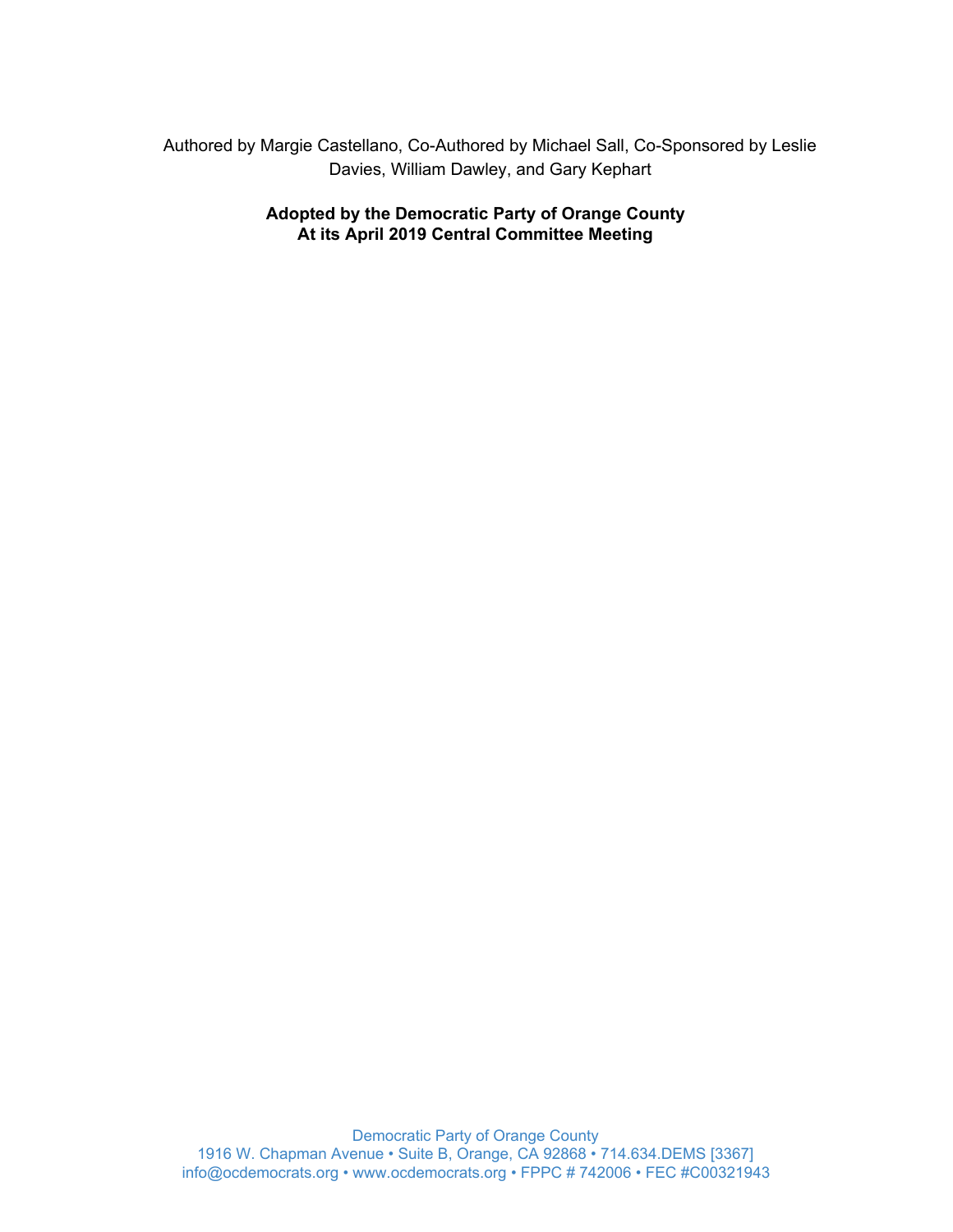Authored by Margie Castellano, Co-Authored by Michael Sall, Co-Sponsored by Leslie Davies, William Dawley, and Gary Kephart

**Adopted by the Democratic Party of Orange County**
**At its April 2019 Central Committee Meeting**

Democratic Party of Orange County
1916 W. Chapman Avenue • Suite B, Orange, CA 92868 • 714.634.DEMS [3367]
info@ocdemocrats.org • www.ocdemocrats.org • FPPC # 742006 • FEC #C00321943